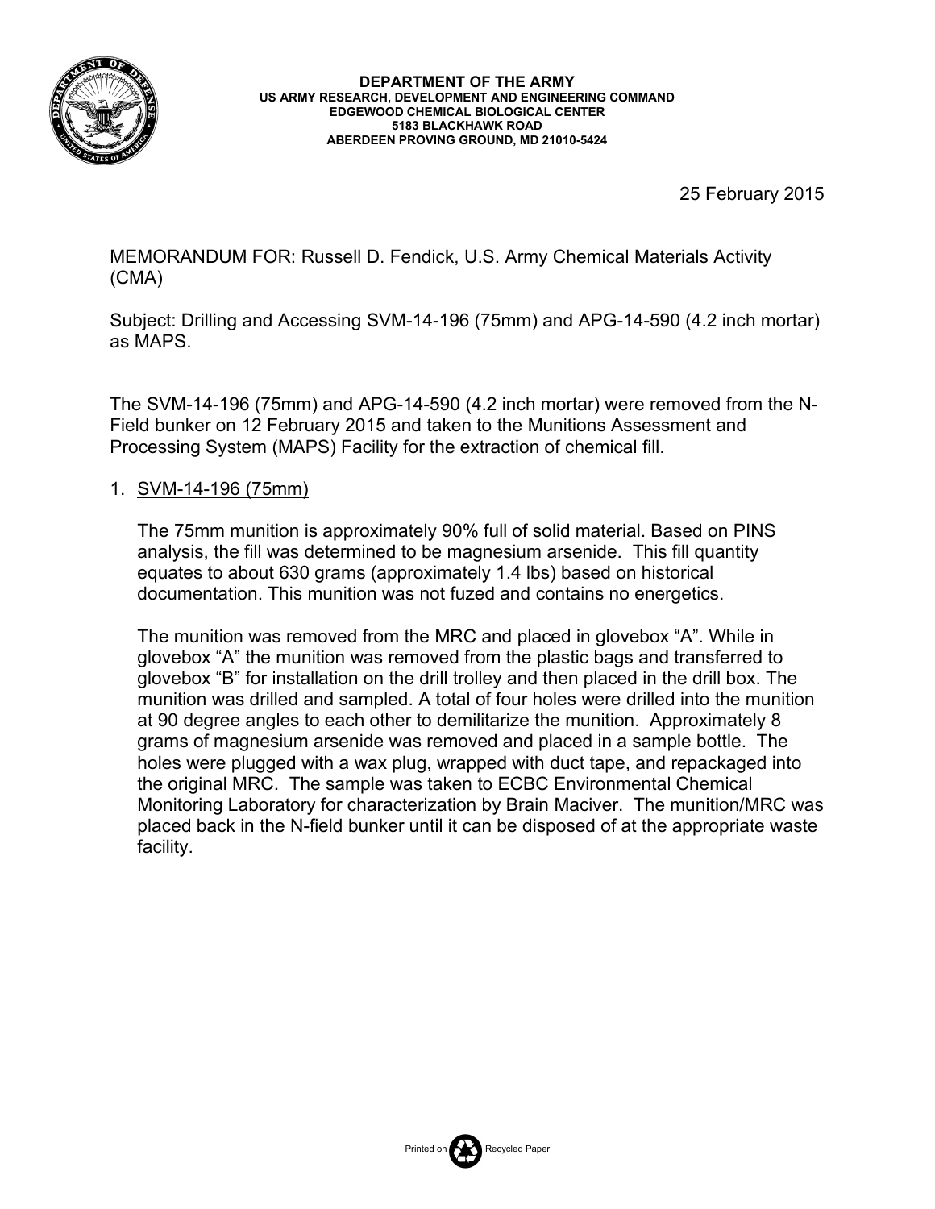**DEPARTMENT OF THE ARMY**
**US ARMY RESEARCH, DEVELOPMENT AND ENGINEERING COMMAND**
**EDGEWOOD CHEMICAL BIOLOGICAL CENTER**
**5183 BLACKHAWK ROAD**
**ABERDEEN PROVING GROUND, MD 21010-5424**

25 February 2015

MEMORANDUM FOR: Russell D. Fendick, U.S. Army Chemical Materials Activity (CMA)

Subject: Drilling and Accessing SVM-14-196 (75mm) and APG-14-590 (4.2 inch mortar) as MAPS.

The SVM-14-196 (75mm) and APG-14-590 (4.2 inch mortar) were removed from the N-Field bunker on 12 February 2015 and taken to the Munitions Assessment and Processing System (MAPS) Facility for the extraction of chemical fill.

1. SVM-14-196 (75mm)

   The 75mm munition is approximately 90% full of solid material. Based on PINS analysis, the fill was determined to be magnesium arsenide. This fill quantity equates to about 630 grams (approximately 1.4 lbs) based on historical documentation. This munition was not fuzed and contains no energetics.

   The munition was removed from the MRC and placed in glovebox "A". While in glovebox "A" the munition was removed from the plastic bags and transferred to glovebox "B" for installation on the drill trolley and then placed in the drill box. The munition was drilled and sampled. A total of four holes were drilled into the munition at 90 degree angles to each other to demilitarize the munition. Approximately 8 grams of magnesium arsenide was removed and placed in a sample bottle. The holes were plugged with a wax plug, wrapped with duct tape, and repackaged into the original MRC. The sample was taken to ECBC Environmental Chemical Monitoring Laboratory for characterization by Brain Maciver. The munition/MRC was placed back in the N-field bunker until it can be disposed of at the appropriate waste facility.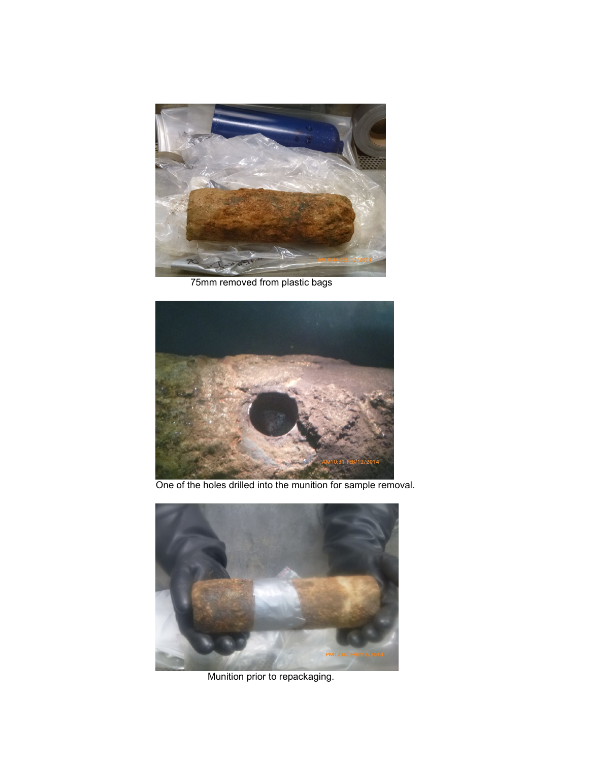75mm removed from plastic bags

One of the holes drilled into the munition for sample removal.

Munition prior to repackaging.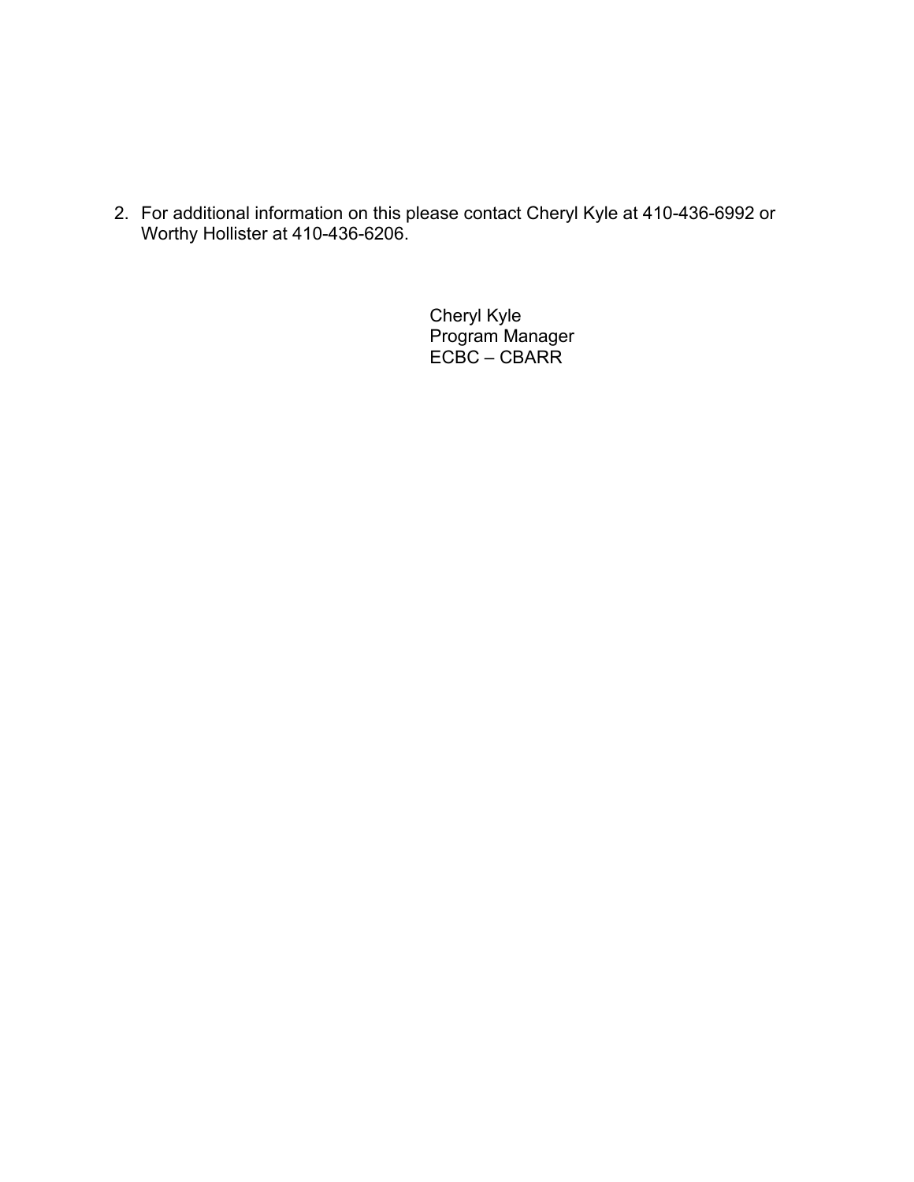2. For additional information on this please contact Cheryl Kyle at 410-436-6992 or Worthy Hollister at 410-436-6206.

Cheryl Kyle
Program Manager
ECBC – CBARR